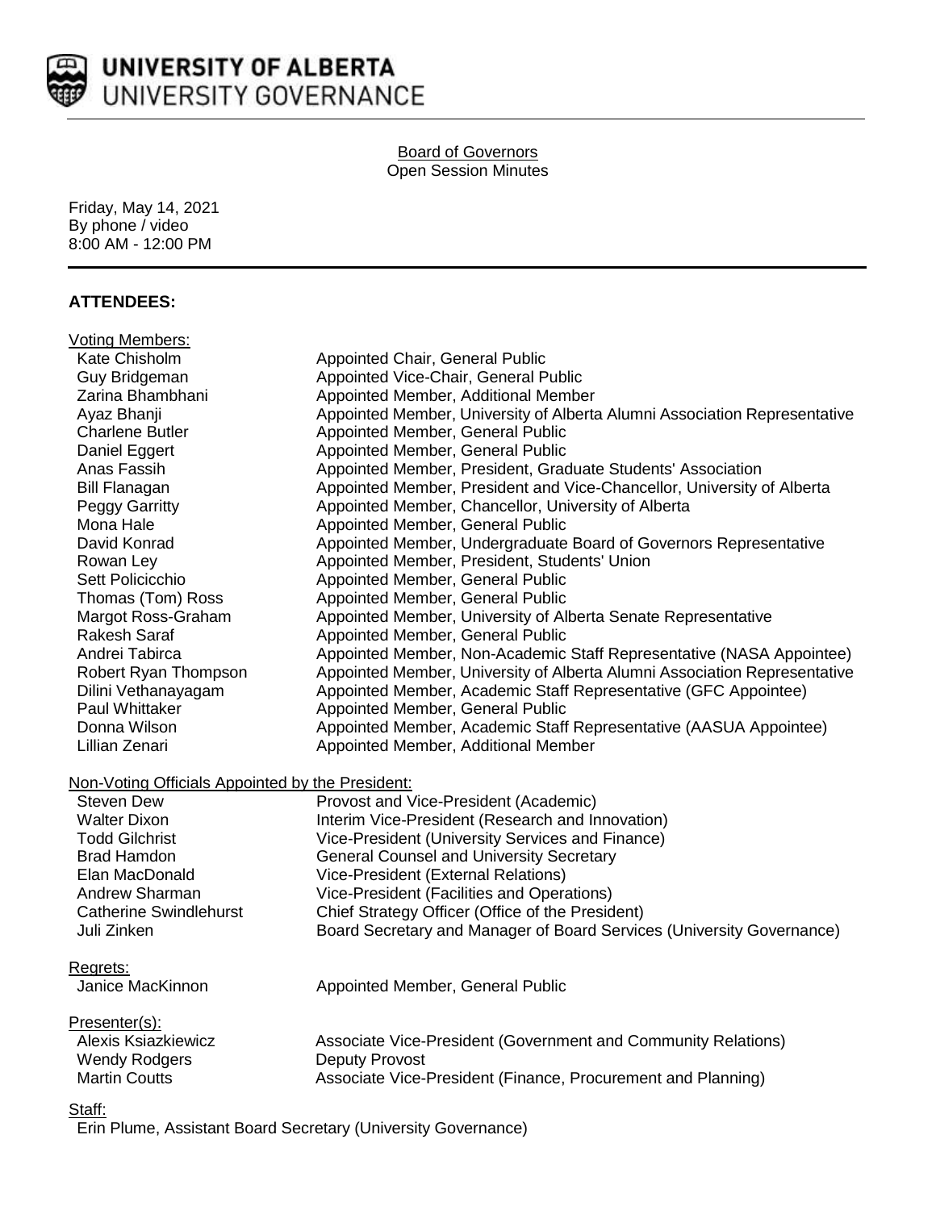**UNIVERSITY OF ALBERTA**
UNIVERSITY GOVERNANCE

Board of Governors
Open Session Minutes

Friday, May 14, 2021
By phone / video
8:00 AM - 12:00 PM

## ATTENDEES:

Voting Members:

| | |
|---|---|
| Kate Chisholm | Appointed Chair, General Public |
| Guy Bridgeman | Appointed Vice-Chair, General Public |
| Zarina Bhambhani | Appointed Member, Additional Member |
| Ayaz Bhanji | Appointed Member, University of Alberta Alumni Association Representative |
| Charlene Butler | Appointed Member, General Public |
| Daniel Eggert | Appointed Member, General Public |
| Anas Fassih | Appointed Member, President, Graduate Students' Association |
| Bill Flanagan | Appointed Member, President and Vice-Chancellor, University of Alberta |
| Peggy Garritty | Appointed Member, Chancellor, University of Alberta |
| Mona Hale | Appointed Member, General Public |
| David Konrad | Appointed Member, Undergraduate Board of Governors Representative |
| Rowan Ley | Appointed Member, President, Students' Union |
| Sett Policicchio | Appointed Member, General Public |
| Thomas (Tom) Ross | Appointed Member, General Public |
| Margot Ross-Graham | Appointed Member, University of Alberta Senate Representative |
| Rakesh Saraf | Appointed Member, General Public |
| Andrei Tabirca | Appointed Member, Non-Academic Staff Representative (NASA Appointee) |
| Robert Ryan Thompson | Appointed Member, University of Alberta Alumni Association Representative |
| Dilini Vethanayagam | Appointed Member, Academic Staff Representative (GFC Appointee) |
| Paul Whittaker | Appointed Member, General Public |
| Donna Wilson | Appointed Member, Academic Staff Representative (AASUA Appointee) |
| Lillian Zenari | Appointed Member, Additional Member |

Non-Voting Officials Appointed by the President:

| | |
|---|---|
| Steven Dew | Provost and Vice-President (Academic) |
| Walter Dixon | Interim Vice-President (Research and Innovation) |
| Todd Gilchrist | Vice-President (University Services and Finance) |
| Brad Hamdon | General Counsel and University Secretary |
| Elan MacDonald | Vice-President (External Relations) |
| Andrew Sharman | Vice-President (Facilities and Operations) |
| Catherine Swindlehurst | Chief Strategy Officer (Office of the President) |
| Juli Zinken | Board Secretary and Manager of Board Services (University Governance) |

Regrets:

| | |
|---|---|
| Janice MacKinnon | Appointed Member, General Public |

Presenter(s):

| | |
|---|---|
| Alexis Ksiazkiewicz | Associate Vice-President (Government and Community Relations) |
| Wendy Rodgers | Deputy Provost |
| Martin Coutts | Associate Vice-President (Finance, Procurement and Planning) |

Staff:

Erin Plume, Assistant Board Secretary (University Governance)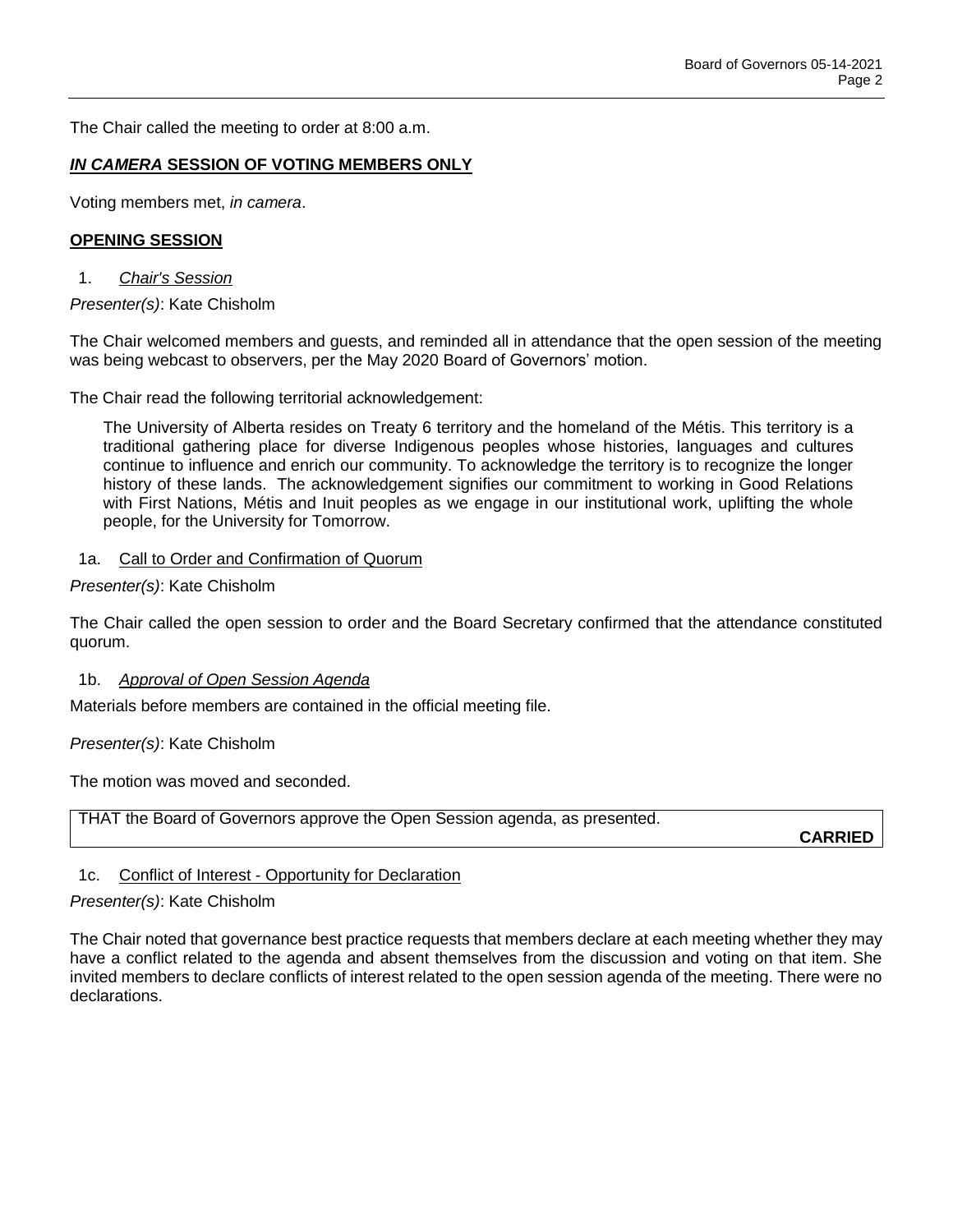The Chair called the meeting to order at 8:00 a.m.

## ***IN CAMERA* SESSION OF VOTING MEMBERS ONLY**

Voting members met, *in camera*.

## **OPENING SESSION**

### 1. *Chair's Session*

*Presenter(s)*: Kate Chisholm

The Chair welcomed members and guests, and reminded all in attendance that the open session of the meeting was being webcast to observers, per the May 2020 Board of Governors' motion.

The Chair read the following territorial acknowledgement:

> The University of Alberta resides on Treaty 6 territory and the homeland of the Métis. This territory is a traditional gathering place for diverse Indigenous peoples whose histories, languages and cultures continue to influence and enrich our community. To acknowledge the territory is to recognize the longer history of these lands. The acknowledgement signifies our commitment to working in Good Relations with First Nations, Métis and Inuit peoples as we engage in our institutional work, uplifting the whole people, for the University for Tomorrow.

### 1a. Call to Order and Confirmation of Quorum

*Presenter(s)*: Kate Chisholm

The Chair called the open session to order and the Board Secretary confirmed that the attendance constituted quorum.

### 1b. *Approval of Open Session Agenda*

Materials before members are contained in the official meeting file.

*Presenter(s)*: Kate Chisholm

The motion was moved and seconded.

| THAT the Board of Governors approve the Open Session agenda, as presented. **CARRIED** |
|---|

### 1c. Conflict of Interest - Opportunity for Declaration

*Presenter(s)*: Kate Chisholm

The Chair noted that governance best practice requests that members declare at each meeting whether they may have a conflict related to the agenda and absent themselves from the discussion and voting on that item. She invited members to declare conflicts of interest related to the open session agenda of the meeting. There were no declarations.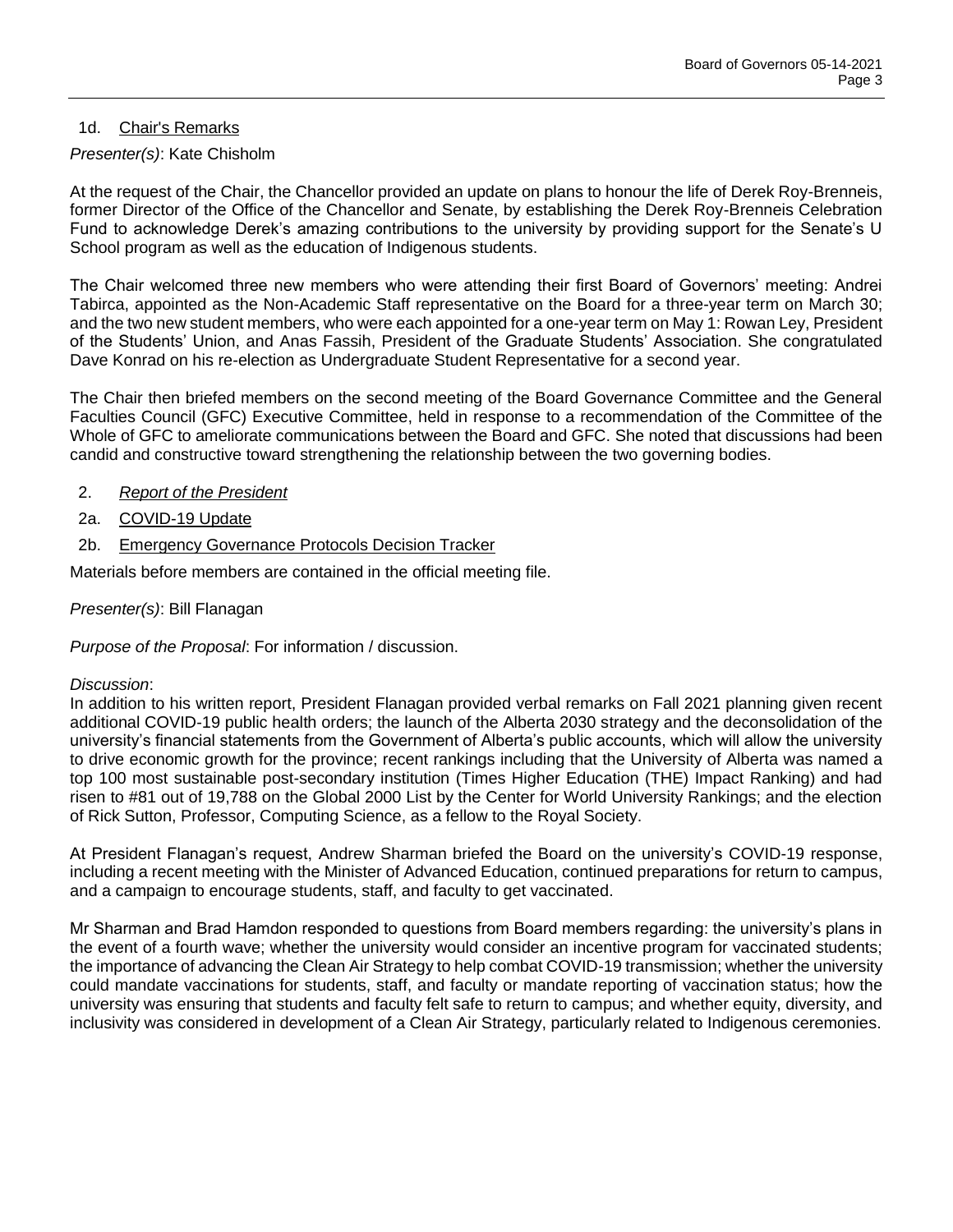1d. Chair's Remarks

*Presenter(s)*: Kate Chisholm

At the request of the Chair, the Chancellor provided an update on plans to honour the life of Derek Roy-Brenneis, former Director of the Office of the Chancellor and Senate, by establishing the Derek Roy-Brenneis Celebration Fund to acknowledge Derek's amazing contributions to the university by providing support for the Senate's U School program as well as the education of Indigenous students.

The Chair welcomed three new members who were attending their first Board of Governors' meeting: Andrei Tabirca, appointed as the Non-Academic Staff representative on the Board for a three-year term on March 30; and the two new student members, who were each appointed for a one-year term on May 1: Rowan Ley, President of the Students' Union, and Anas Fassih, President of the Graduate Students' Association. She congratulated Dave Konrad on his re-election as Undergraduate Student Representative for a second year.

The Chair then briefed members on the second meeting of the Board Governance Committee and the General Faculties Council (GFC) Executive Committee, held in response to a recommendation of the Committee of the Whole of GFC to ameliorate communications between the Board and GFC. She noted that discussions had been candid and constructive toward strengthening the relationship between the two governing bodies.

2. *Report of the President*

2a. COVID-19 Update

2b. Emergency Governance Protocols Decision Tracker

Materials before members are contained in the official meeting file.

*Presenter(s)*: Bill Flanagan

*Purpose of the Proposal*: For information / discussion.

*Discussion*:
In addition to his written report, President Flanagan provided verbal remarks on Fall 2021 planning given recent additional COVID-19 public health orders; the launch of the Alberta 2030 strategy and the deconsolidation of the university's financial statements from the Government of Alberta's public accounts, which will allow the university to drive economic growth for the province; recent rankings including that the University of Alberta was named a top 100 most sustainable post-secondary institution (Times Higher Education (THE) Impact Ranking) and had risen to #81 out of 19,788 on the Global 2000 List by the Center for World University Rankings; and the election of Rick Sutton, Professor, Computing Science, as a fellow to the Royal Society.

At President Flanagan's request, Andrew Sharman briefed the Board on the university's COVID-19 response, including a recent meeting with the Minister of Advanced Education, continued preparations for return to campus, and a campaign to encourage students, staff, and faculty to get vaccinated.

Mr Sharman and Brad Hamdon responded to questions from Board members regarding: the university's plans in the event of a fourth wave; whether the university would consider an incentive program for vaccinated students; the importance of advancing the Clean Air Strategy to help combat COVID-19 transmission; whether the university could mandate vaccinations for students, staff, and faculty or mandate reporting of vaccination status; how the university was ensuring that students and faculty felt safe to return to campus; and whether equity, diversity, and inclusivity was considered in development of a Clean Air Strategy, particularly related to Indigenous ceremonies.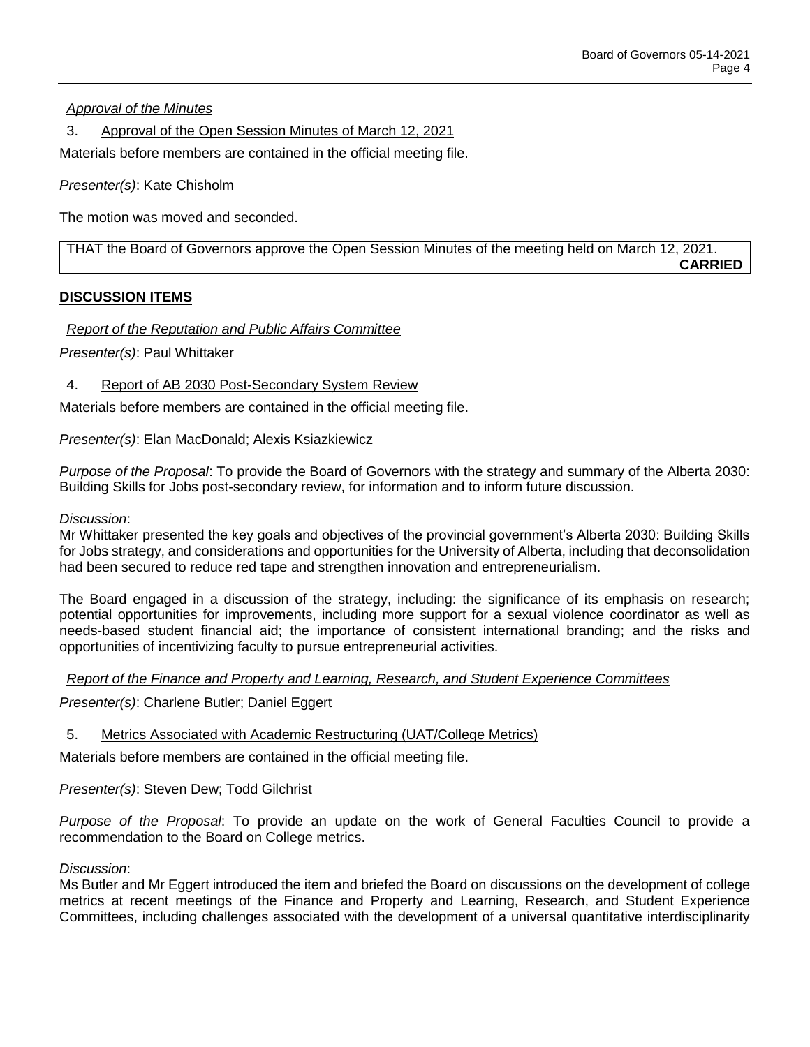*Approval of the Minutes*

3. Approval of the Open Session Minutes of March 12, 2021

Materials before members are contained in the official meeting file.

*Presenter(s)*: Kate Chisholm

The motion was moved and seconded.

| THAT the Board of Governors approve the Open Session Minutes of the meeting held on March 12, 2021. **CARRIED** |
|---|

**DISCUSSION ITEMS**

*Report of the Reputation and Public Affairs Committee*

*Presenter(s)*: Paul Whittaker

4. Report of AB 2030 Post-Secondary System Review

Materials before members are contained in the official meeting file.

*Presenter(s)*: Elan MacDonald; Alexis Ksiazkiewicz

*Purpose of the Proposal*: To provide the Board of Governors with the strategy and summary of the Alberta 2030: Building Skills for Jobs post-secondary review, for information and to inform future discussion.

*Discussion*:

Mr Whittaker presented the key goals and objectives of the provincial government's Alberta 2030: Building Skills for Jobs strategy, and considerations and opportunities for the University of Alberta, including that deconsolidation had been secured to reduce red tape and strengthen innovation and entrepreneurialism.

The Board engaged in a discussion of the strategy, including: the significance of its emphasis on research; potential opportunities for improvements, including more support for a sexual violence coordinator as well as needs-based student financial aid; the importance of consistent international branding; and the risks and opportunities of incentivizing faculty to pursue entrepreneurial activities.

*Report of the Finance and Property and Learning, Research, and Student Experience Committees*

*Presenter(s)*: Charlene Butler; Daniel Eggert

5. Metrics Associated with Academic Restructuring (UAT/College Metrics)

Materials before members are contained in the official meeting file.

*Presenter(s)*: Steven Dew; Todd Gilchrist

*Purpose of the Proposal*: To provide an update on the work of General Faculties Council to provide a recommendation to the Board on College metrics.

*Discussion*:

Ms Butler and Mr Eggert introduced the item and briefed the Board on discussions on the development of college metrics at recent meetings of the Finance and Property and Learning, Research, and Student Experience Committees, including challenges associated with the development of a universal quantitative interdisciplinarity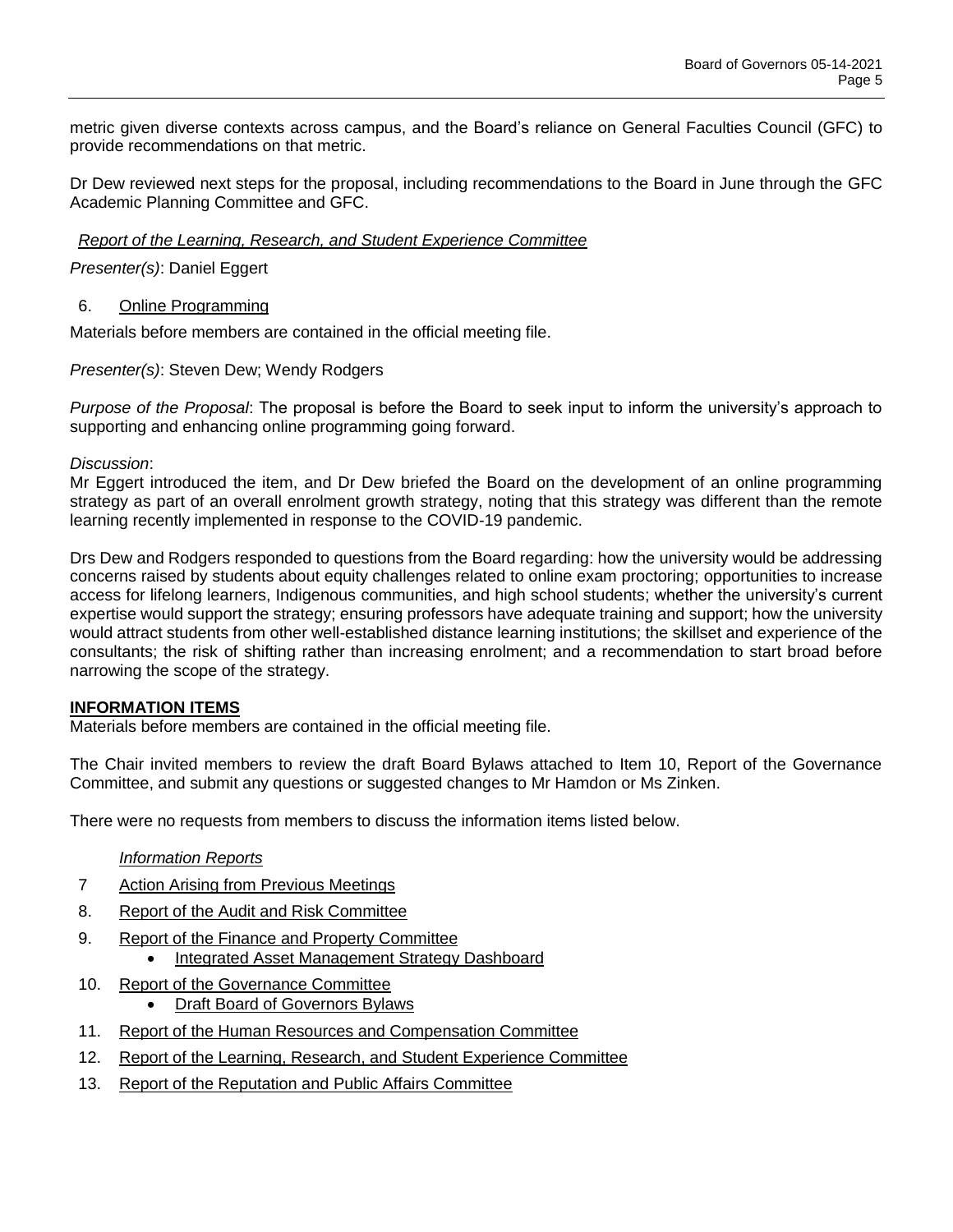metric given diverse contexts across campus, and the Board's reliance on General Faculties Council (GFC) to provide recommendations on that metric.

Dr Dew reviewed next steps for the proposal, including recommendations to the Board in June through the GFC Academic Planning Committee and GFC.

*Report of the Learning, Research, and Student Experience Committee*

*Presenter(s)*: Daniel Eggert

6. Online Programming

Materials before members are contained in the official meeting file.

*Presenter(s)*: Steven Dew; Wendy Rodgers

*Purpose of the Proposal*: The proposal is before the Board to seek input to inform the university's approach to supporting and enhancing online programming going forward.

*Discussion*:
Mr Eggert introduced the item, and Dr Dew briefed the Board on the development of an online programming strategy as part of an overall enrolment growth strategy, noting that this strategy was different than the remote learning recently implemented in response to the COVID-19 pandemic.

Drs Dew and Rodgers responded to questions from the Board regarding: how the university would be addressing concerns raised by students about equity challenges related to online exam proctoring; opportunities to increase access for lifelong learners, Indigenous communities, and high school students; whether the university's current expertise would support the strategy; ensuring professors have adequate training and support; how the university would attract students from other well-established distance learning institutions; the skillset and experience of the consultants; the risk of shifting rather than increasing enrolment; and a recommendation to start broad before narrowing the scope of the strategy.

**INFORMATION ITEMS**

Materials before members are contained in the official meeting file.

The Chair invited members to review the draft Board Bylaws attached to Item 10, Report of the Governance Committee, and submit any questions or suggested changes to Mr Hamdon or Ms Zinken.

There were no requests from members to discuss the information items listed below.

*Information Reports*

7 Action Arising from Previous Meetings

8. Report of the Audit and Risk Committee

9. Report of the Finance and Property Committee
   - Integrated Asset Management Strategy Dashboard

10. Report of the Governance Committee
    - Draft Board of Governors Bylaws

11. Report of the Human Resources and Compensation Committee

12. Report of the Learning, Research, and Student Experience Committee

13. Report of the Reputation and Public Affairs Committee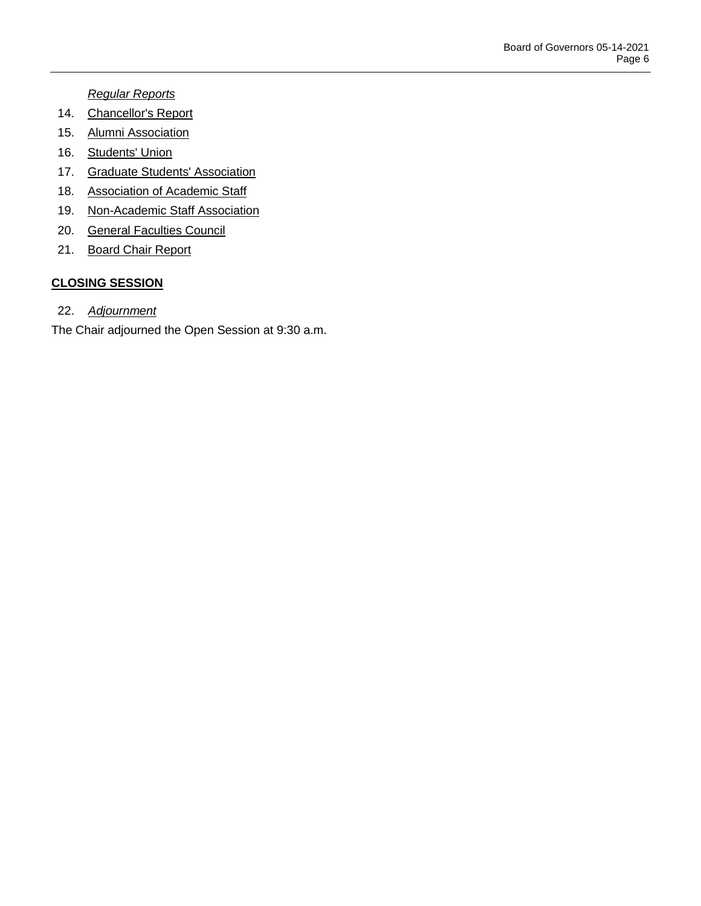*Regular Reports*

14. Chancellor's Report
15. Alumni Association
16. Students' Union
17. Graduate Students' Association
18. Association of Academic Staff
19. Non-Academic Staff Association
20. General Faculties Council
21. Board Chair Report

## CLOSING SESSION

22. *Adjournment*

The Chair adjourned the Open Session at 9:30 a.m.